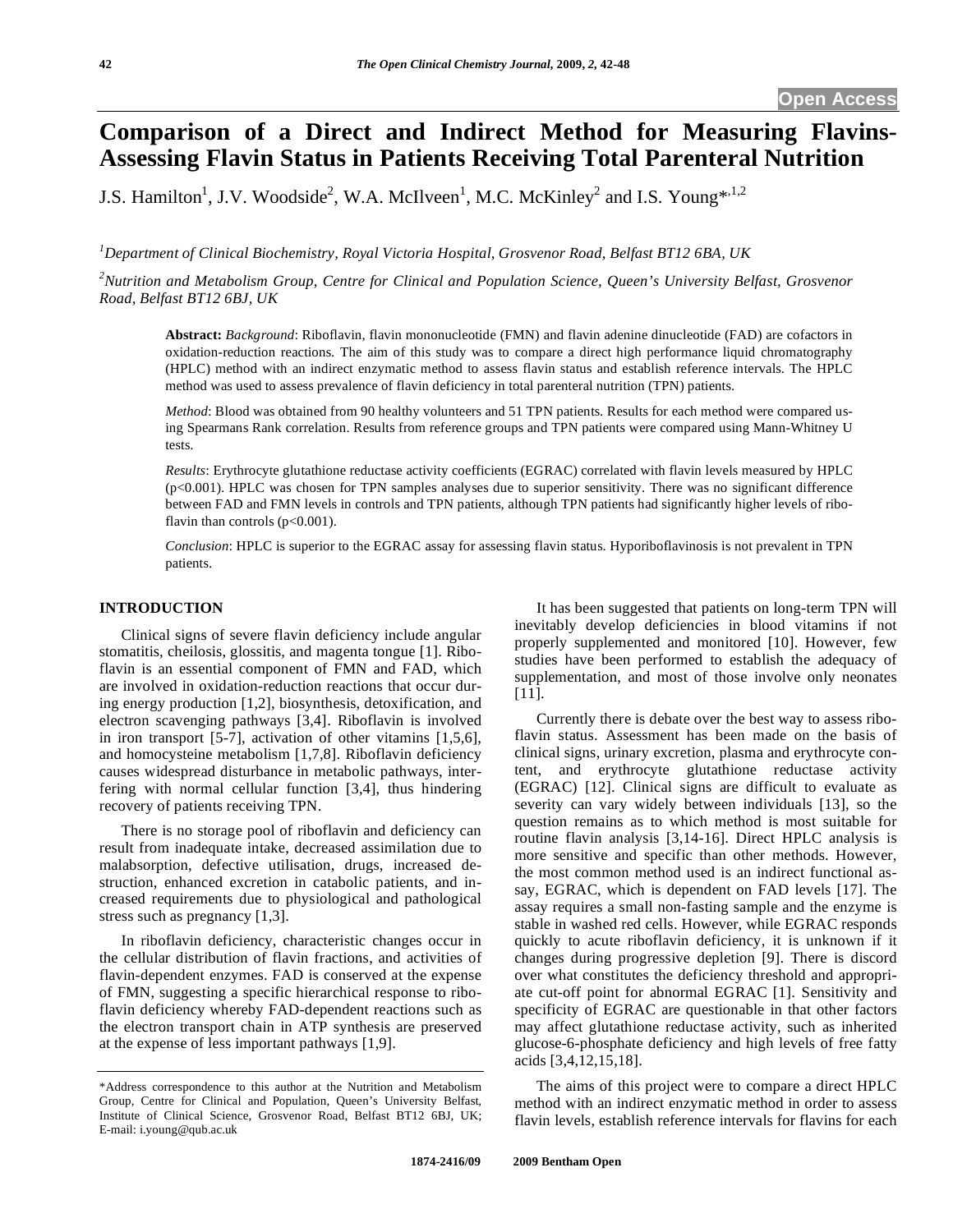Open Access

# Comparison of a Direct and Indirect Method for Measuring Flavins-Assessing Flavin Status in Patients Receiving Total Parenteral Nutrition

J.S. Hamilton[1], J.V. Woodside[2], W.A. McIlveen[1], M.C. McKinley[2] and I.S. Young*[,1,2]

[1]*Department of Clinical Biochemistry, Royal Victoria Hospital, Grosvenor Road, Belfast BT12 6BA, UK*

[2]*Nutrition and Metabolism Group, Centre for Clinical and Population Science, Queen's University Belfast, Grosvenor Road, Belfast BT12 6BJ, UK*

**Abstract:** *Background*: Riboflavin, flavin mononucleotide (FMN) and flavin adenine dinucleotide (FAD) are cofactors in oxidation-reduction reactions. The aim of this study was to compare a direct high performance liquid chromatography (HPLC) method with an indirect enzymatic method to assess flavin status and establish reference intervals. The HPLC method was used to assess prevalence of flavin deficiency in total parenteral nutrition (TPN) patients.

*Method*: Blood was obtained from 90 healthy volunteers and 51 TPN patients. Results for each method were compared using Spearmans Rank correlation. Results from reference groups and TPN patients were compared using Mann-Whitney U tests.

*Results*: Erythrocyte glutathione reductase activity coefficients (EGRAC) correlated with flavin levels measured by HPLC ($p<0.001$). HPLC was chosen for TPN samples analyses due to superior sensitivity. There was no significant difference between FAD and FMN levels in controls and TPN patients, although TPN patients had significantly higher levels of riboflavin than controls ($p<0.001$).

*Conclusion*: HPLC is superior to the EGRAC assay for assessing flavin status. Hyporiboflavinosis is not prevalent in TPN patients.

## INTRODUCTION

Clinical signs of severe flavin deficiency include angular stomatitis, cheilosis, glossitis, and magenta tongue [1]. Riboflavin is an essential component of FMN and FAD, which are involved in oxidation-reduction reactions that occur during energy production [1,2], biosynthesis, detoxification, and electron scavenging pathways [3,4]. Riboflavin is involved in iron transport [5-7], activation of other vitamins [1,5,6], and homocysteine metabolism [1,7,8]. Riboflavin deficiency causes widespread disturbance in metabolic pathways, interfering with normal cellular function [3,4], thus hindering recovery of patients receiving TPN.

There is no storage pool of riboflavin and deficiency can result from inadequate intake, decreased assimilation due to malabsorption, defective utilisation, drugs, increased destruction, enhanced excretion in catabolic patients, and increased requirements due to physiological and pathological stress such as pregnancy [1,3].

In riboflavin deficiency, characteristic changes occur in the cellular distribution of flavin fractions, and activities of flavin-dependent enzymes. FAD is conserved at the expense of FMN, suggesting a specific hierarchical response to riboflavin deficiency whereby FAD-dependent reactions such as the electron transport chain in ATP synthesis are preserved at the expense of less important pathways [1,9].

It has been suggested that patients on long-term TPN will inevitably develop deficiencies in blood vitamins if not properly supplemented and monitored [10]. However, few studies have been performed to establish the adequacy of supplementation, and most of those involve only neonates [11].

Currently there is debate over the best way to assess riboflavin status. Assessment has been made on the basis of clinical signs, urinary excretion, plasma and erythrocyte content, and erythrocyte glutathione reductase activity (EGRAC) [12]. Clinical signs are difficult to evaluate as severity can vary widely between individuals [13], so the question remains as to which method is most suitable for routine flavin analysis [3,14-16]. Direct HPLC analysis is more sensitive and specific than other methods. However, the most common method used is an indirect functional assay, EGRAC, which is dependent on FAD levels [17]. The assay requires a small non-fasting sample and the enzyme is stable in washed red cells. However, while EGRAC responds quickly to acute riboflavin deficiency, it is unknown if it changes during progressive depletion [9]. There is discord over what constitutes the deficiency threshold and appropriate cut-off point for abnormal EGRAC [1]. Sensitivity and specificity of EGRAC are questionable in that other factors may affect glutathione reductase activity, such as inherited glucose-6-phosphate deficiency and high levels of free fatty acids [3,4,12,15,18].

The aims of this project were to compare a direct HPLC method with an indirect enzymatic method in order to assess flavin levels, establish reference intervals for flavins for each

*Address correspondence to this author at the Nutrition and Metabolism Group, Centre for Clinical and Population, Queen's University Belfast, Institute of Clinical Science, Grosvenor Road, Belfast BT12 6BJ, UK; E-mail: i.young@qub.ac.uk

1874-2416/09 2009 Bentham Open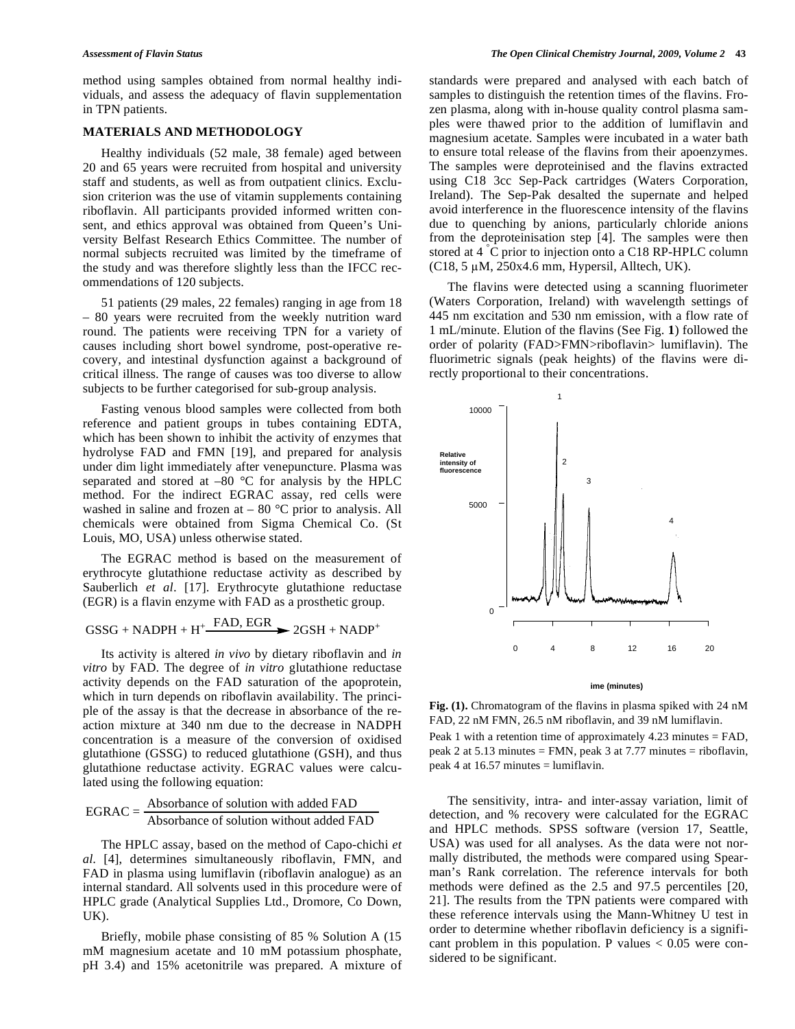method using samples obtained from normal healthy individuals, and assess the adequacy of flavin supplementation in TPN patients.

## MATERIALS AND METHODOLOGY

Healthy individuals (52 male, 38 female) aged between 20 and 65 years were recruited from hospital and university staff and students, as well as from outpatient clinics. Exclusion criterion was the use of vitamin supplements containing riboflavin. All participants provided informed written consent, and ethics approval was obtained from Queen's University Belfast Research Ethics Committee. The number of normal subjects recruited was limited by the timeframe of the study and was therefore slightly less than the IFCC recommendations of 120 subjects.

51 patients (29 males, 22 females) ranging in age from 18 – 80 years were recruited from the weekly nutrition ward round. The patients were receiving TPN for a variety of causes including short bowel syndrome, post-operative recovery, and intestinal dysfunction against a background of critical illness. The range of causes was too diverse to allow subjects to be further categorised for sub-group analysis.

Fasting venous blood samples were collected from both reference and patient groups in tubes containing EDTA, which has been shown to inhibit the activity of enzymes that hydrolyse FAD and FMN [19], and prepared for analysis under dim light immediately after venepuncture. Plasma was separated and stored at –80 °C for analysis by the HPLC method. For the indirect EGRAC assay, red cells were washed in saline and frozen at – 80 °C prior to analysis. All chemicals were obtained from Sigma Chemical Co. (St Louis, MO, USA) unless otherwise stated.

The EGRAC method is based on the measurement of erythrocyte glutathione reductase activity as described by Sauberlich *et al*. [17]. Erythrocyte glutathione reductase (EGR) is a flavin enzyme with FAD as a prosthetic group.

$$GSSG + NADPH + H^{+} \xrightarrow{\text{FAD, EGR}} 2GSH + NADP^{+}$$

Its activity is altered *in vivo* by dietary riboflavin and *in vitro* by FAD. The degree of *in vitro* glutathione reductase activity depends on the FAD saturation of the apoprotein, which in turn depends on riboflavin availability. The principle of the assay is that the decrease in absorbance of the reaction mixture at 340 nm due to the decrease in NADPH concentration is a measure of the conversion of oxidised glutathione (GSSG) to reduced glutathione (GSH), and thus glutathione reductase activity. EGRAC values were calculated using the following equation:

$$\text{EGRAC} = \frac{\text{Absorbance of solution with added FAD}}{\text{Absorbance of solution without added FAD}}$$

The HPLC assay, based on the method of Capo-chichi *et al*. [4], determines simultaneously riboflavin, FMN, and FAD in plasma using lumiflavin (riboflavin analogue) as an internal standard. All solvents used in this procedure were of HPLC grade (Analytical Supplies Ltd., Dromore, Co Down, UK).

Briefly, mobile phase consisting of 85 % Solution A (15 mM magnesium acetate and 10 mM potassium phosphate, pH 3.4) and 15% acetonitrile was prepared. A mixture of standards were prepared and analysed with each batch of samples to distinguish the retention times of the flavins. Frozen plasma, along with in-house quality control plasma samples were thawed prior to the addition of lumiflavin and magnesium acetate. Samples were incubated in a water bath to ensure total release of the flavins from their apoenzymes. The samples were deproteinised and the flavins extracted using C18 3cc Sep-Pack cartridges (Waters Corporation, Ireland). The Sep-Pak desalted the supernate and helped avoid interference in the fluorescence intensity of the flavins due to quenching by anions, particularly chloride anions from the deproteinisation step [4]. The samples were then stored at 4 °C prior to injection onto a C18 RP-HPLC column (C18, 5 μM, 250x4.6 mm, Hypersil, Alltech, UK).

The flavins were detected using a scanning fluorimeter (Waters Corporation, Ireland) with wavelength settings of 445 nm excitation and 530 nm emission, with a flow rate of 1 mL/minute. Elution of the flavins (See Fig. **1**) followed the order of polarity (FAD>FMN>riboflavin> lumiflavin). The fluorimetric signals (peak heights) of the flavins were directly proportional to their concentrations.

**Fig. (1).** Chromatogram of the flavins in plasma spiked with 24 nM FAD, 22 nM FMN, 26.5 nM riboflavin, and 39 nM lumiflavin.

Peak 1 with a retention time of approximately 4.23 minutes = FAD, peak 2 at 5.13 minutes = FMN, peak 3 at 7.77 minutes = riboflavin, peak 4 at 16.57 minutes = lumiflavin.

The sensitivity, intra- and inter-assay variation, limit of detection, and % recovery were calculated for the EGRAC and HPLC methods. SPSS software (version 17, Seattle, USA) was used for all analyses. As the data were not normally distributed, the methods were compared using Spearman's Rank correlation. The reference intervals for both methods were defined as the 2.5 and 97.5 percentiles [20, 21]. The results from the TPN patients were compared with these reference intervals using the Mann-Whitney U test in order to determine whether riboflavin deficiency is a significant problem in this population. P values $< 0.05$ were considered to be significant.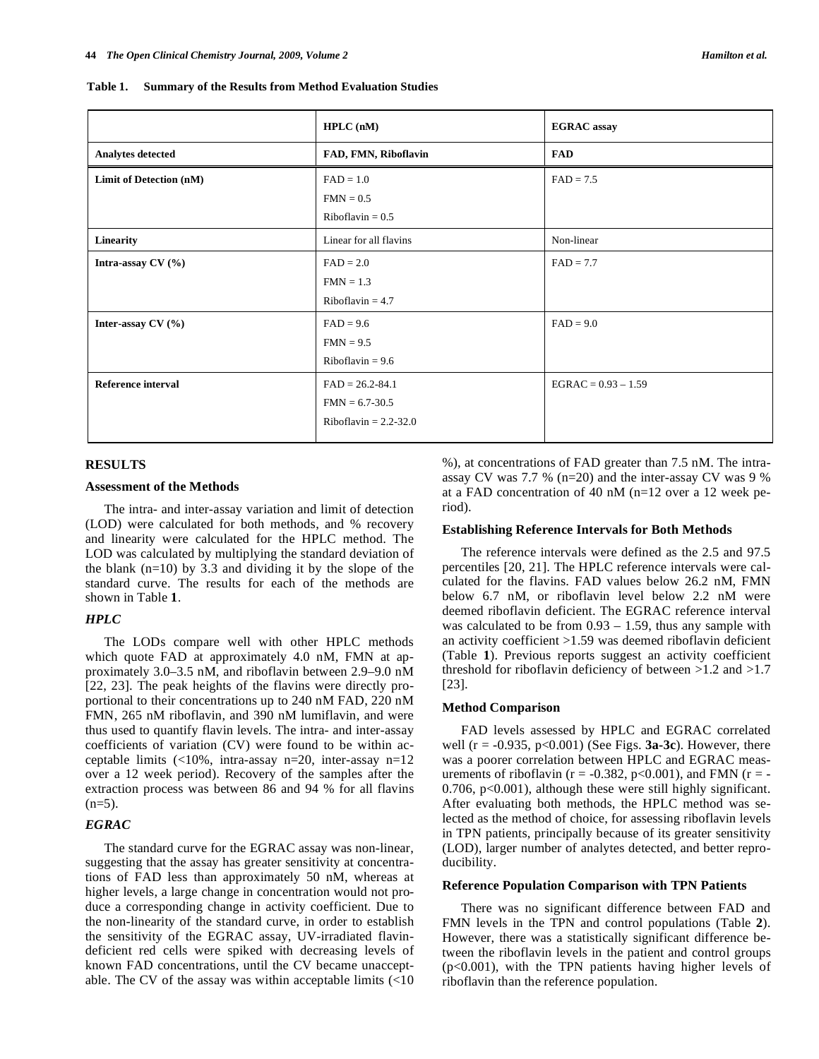**Table 1. Summary of the Results from Method Evaluation Studies**

| | HPLC (nM) | EGRAC assay |
|---|---|---|
| **Analytes detected** | **FAD, FMN, Riboflavin** | **FAD** |
| **Limit of Detection (nM)** | FAD = 1.0<br>FMN = 0.5<br>Riboflavin = 0.5 | FAD = 7.5 |
| **Linearity** | Linear for all flavins | Non-linear |
| **Intra-assay CV (%)** | FAD = 2.0<br>FMN = 1.3<br>Riboflavin = 4.7 | FAD = 7.7 |
| **Inter-assay CV (%)** | FAD = 9.6<br>FMN = 9.5<br>Riboflavin = 9.6 | FAD = 9.0 |
| **Reference interval** | FAD = 26.2-84.1<br>FMN = 6.7-30.5<br>Riboflavin = 2.2-32.0 | EGRAC = 0.93 – 1.59 |

## RESULTS

### Assessment of the Methods

The intra- and inter-assay variation and limit of detection (LOD) were calculated for both methods, and % recovery and linearity were calculated for the HPLC method. The LOD was calculated by multiplying the standard deviation of the blank (n=10) by 3.3 and dividing it by the slope of the standard curve. The results for each of the methods are shown in Table **1**.

### *HPLC*

The LODs compare well with other HPLC methods which quote FAD at approximately 4.0 nM, FMN at approximately 3.0–3.5 nM, and riboflavin between 2.9–9.0 nM [22, 23]. The peak heights of the flavins were directly proportional to their concentrations up to 240 nM FAD, 220 nM FMN, 265 nM riboflavin, and 390 nM lumiflavin, and were thus used to quantify flavin levels. The intra- and inter-assay coefficients of variation (CV) were found to be within acceptable limits (<10%, intra-assay n=20, inter-assay n=12 over a 12 week period). Recovery of the samples after the extraction process was between 86 and 94 % for all flavins (n=5).

### *EGRAC*

The standard curve for the EGRAC assay was non-linear, suggesting that the assay has greater sensitivity at concentrations of FAD less than approximately 50 nM, whereas at higher levels, a large change in concentration would not produce a corresponding change in activity coefficient. Due to the non-linearity of the standard curve, in order to establish the sensitivity of the EGRAC assay, UV-irradiated flavin-deficient red cells were spiked with decreasing levels of known FAD concentrations, until the CV became unacceptable. The CV of the assay was within acceptable limits (<10 %), at concentrations of FAD greater than 7.5 nM. The intra-assay CV was 7.7 % (n=20) and the inter-assay CV was 9 % at a FAD concentration of 40 nM (n=12 over a 12 week period).

### Establishing Reference Intervals for Both Methods

The reference intervals were defined as the 2.5 and 97.5 percentiles [20, 21]. The HPLC reference intervals were calculated for the flavins. FAD values below 26.2 nM, FMN below 6.7 nM, or riboflavin level below 2.2 nM were deemed riboflavin deficient. The EGRAC reference interval was calculated to be from 0.93 – 1.59, thus any sample with an activity coefficient >1.59 was deemed riboflavin deficient (Table **1**). Previous reports suggest an activity coefficient threshold for riboflavin deficiency of between >1.2 and >1.7 [23].

### Method Comparison

FAD levels assessed by HPLC and EGRAC correlated well ($r = -0.935$, $p<0.001$) (See Figs. **3a-3c**). However, there was a poorer correlation between HPLC and EGRAC measurements of riboflavin ($r = -0.382$, $p<0.001$), and FMN ($r = -0.706$, $p<0.001$), although these were still highly significant. After evaluating both methods, the HPLC method was selected as the method of choice, for assessing riboflavin levels in TPN patients, principally because of its greater sensitivity (LOD), larger number of analytes detected, and better reproducibility.

### Reference Population Comparison with TPN Patients

There was no significant difference between FAD and FMN levels in the TPN and control populations (Table **2**). However, there was a statistically significant difference between the riboflavin levels in the patient and control groups ($p<0.001$), with the TPN patients having higher levels of riboflavin than the reference population.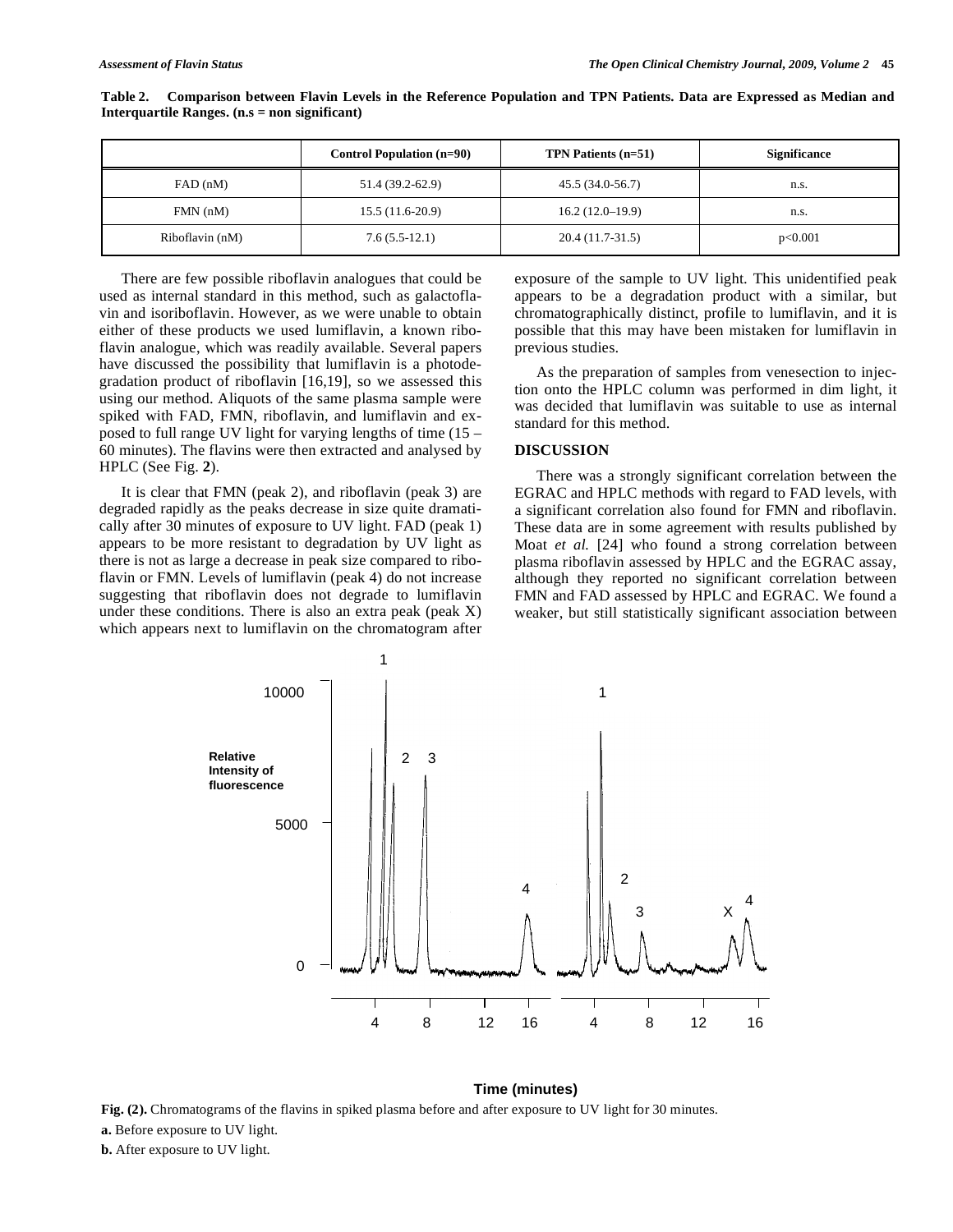**Table 2. Comparison between Flavin Levels in the Reference Population and TPN Patients. Data are Expressed as Median and Interquartile Ranges. (n.s = non significant)**

| | Control Population (n=90) | TPN Patients (n=51) | Significance |
|---|---|---|---|
| FAD (nM) | 51.4 (39.2-62.9) | 45.5 (34.0-56.7) | n.s. |
| FMN (nM) | 15.5 (11.6-20.9) | 16.2 (12.0–19.9) | n.s. |
| Riboflavin (nM) | 7.6 (5.5-12.1) | 20.4 (11.7-31.5) | p<0.001 |

There are few possible riboflavin analogues that could be used as internal standard in this method, such as galactoflavin and isoriboflavin. However, as we were unable to obtain either of these products we used lumiflavin, a known riboflavin analogue, which was readily available. Several papers have discussed the possibility that lumiflavin is a photodegradation product of riboflavin [16,19], so we assessed this using our method. Aliquots of the same plasma sample were spiked with FAD, FMN, riboflavin, and lumiflavin and exposed to full range UV light for varying lengths of time (15 – 60 minutes). The flavins were then extracted and analysed by HPLC (See Fig. **2**).

It is clear that FMN (peak 2), and riboflavin (peak 3) are degraded rapidly as the peaks decrease in size quite dramatically after 30 minutes of exposure to UV light. FAD (peak 1) appears to be more resistant to degradation by UV light as there is not as large a decrease in peak size compared to riboflavin or FMN. Levels of lumiflavin (peak 4) do not increase suggesting that riboflavin does not degrade to lumiflavin under these conditions. There is also an extra peak (peak X) which appears next to lumiflavin on the chromatogram after exposure of the sample to UV light. This unidentified peak appears to be a degradation product with a similar, but chromatographically distinct, profile to lumiflavin, and it is possible that this may have been mistaken for lumiflavin in previous studies.

As the preparation of samples from venesection to injection onto the HPLC column was performed in dim light, it was decided that lumiflavin was suitable to use as internal standard for this method.

## DISCUSSION

There was a strongly significant correlation between the EGRAC and HPLC methods with regard to FAD levels, with a significant correlation also found for FMN and riboflavin. These data are in some agreement with results published by Moat *et al.* [24] who found a strong correlation between plasma riboflavin assessed by HPLC and the EGRAC assay, although they reported no significant correlation between FMN and FAD assessed by HPLC and EGRAC. We found a weaker, but still statistically significant association between

**Fig. (2).** Chromatograms of the flavins in spiked plasma before and after exposure to UV light for 30 minutes.

**a.** Before exposure to UV light.

**b.** After exposure to UV light.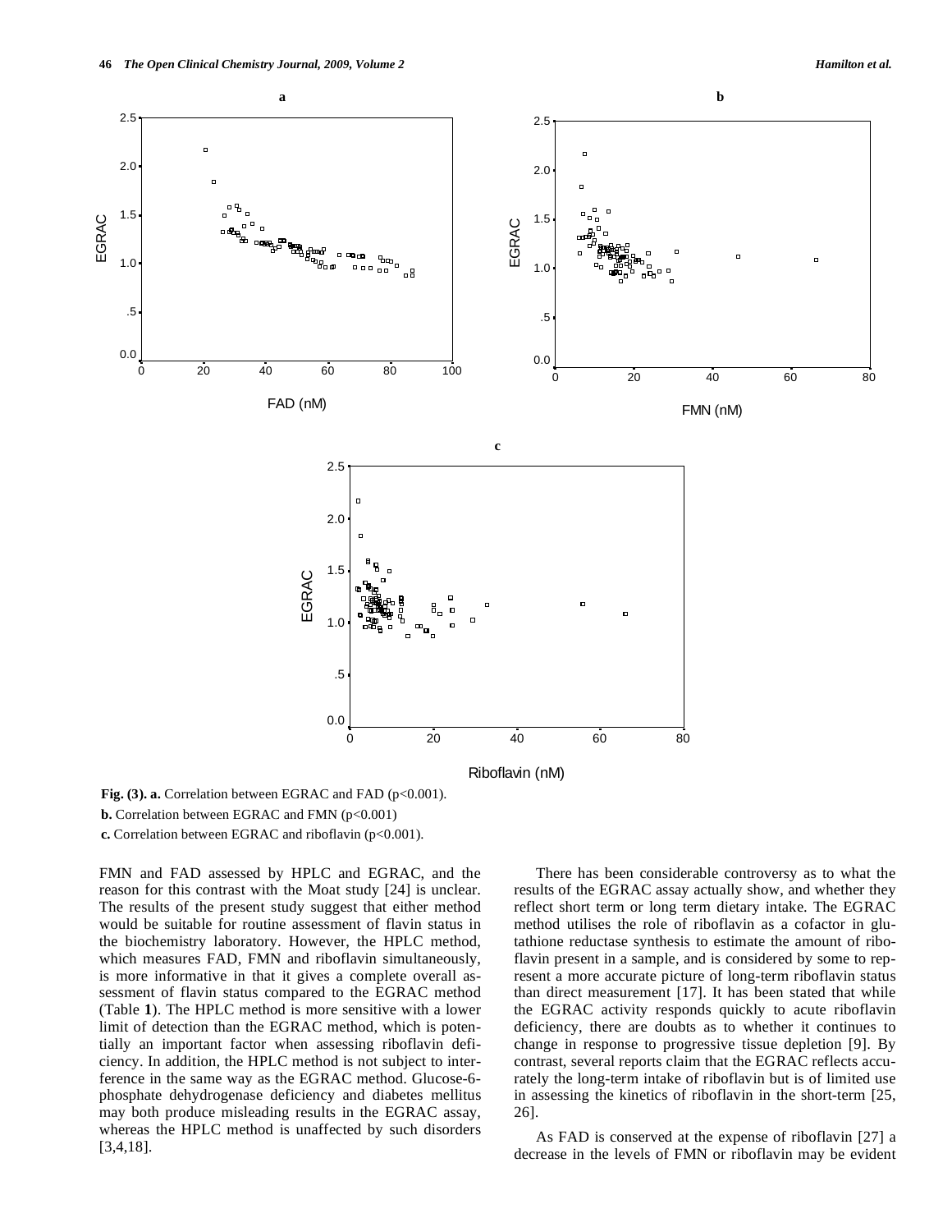**Fig. (3). a.** Correlation between EGRAC and FAD ($p<0.001$).

**b.** Correlation between EGRAC and FMN ($p<0.001$)

**c.** Correlation between EGRAC and riboflavin ($p<0.001$).

FMN and FAD assessed by HPLC and EGRAC, and the reason for this contrast with the Moat study [24] is unclear. The results of the present study suggest that either method would be suitable for routine assessment of flavin status in the biochemistry laboratory. However, the HPLC method, which measures FAD, FMN and riboflavin simultaneously, is more informative in that it gives a complete overall assessment of flavin status compared to the EGRAC method (Table **1**). The HPLC method is more sensitive with a lower limit of detection than the EGRAC method, which is potentially an important factor when assessing riboflavin deficiency. In addition, the HPLC method is not subject to interference in the same way as the EGRAC method. Glucose-6-phosphate dehydrogenase deficiency and diabetes mellitus may both produce misleading results in the EGRAC assay, whereas the HPLC method is unaffected by such disorders [3,4,18].

There has been considerable controversy as to what the results of the EGRAC assay actually show, and whether they reflect short term or long term dietary intake. The EGRAC method utilises the role of riboflavin as a cofactor in glutathione reductase synthesis to estimate the amount of riboflavin present in a sample, and is considered by some to represent a more accurate picture of long-term riboflavin status than direct measurement [17]. It has been stated that while the EGRAC activity responds quickly to acute riboflavin deficiency, there are doubts as to whether it continues to change in response to progressive tissue depletion [9]. By contrast, several reports claim that the EGRAC reflects accurately the long-term intake of riboflavin but is of limited use in assessing the kinetics of riboflavin in the short-term [25, 26].

As FAD is conserved at the expense of riboflavin [27] a decrease in the levels of FMN or riboflavin may be evident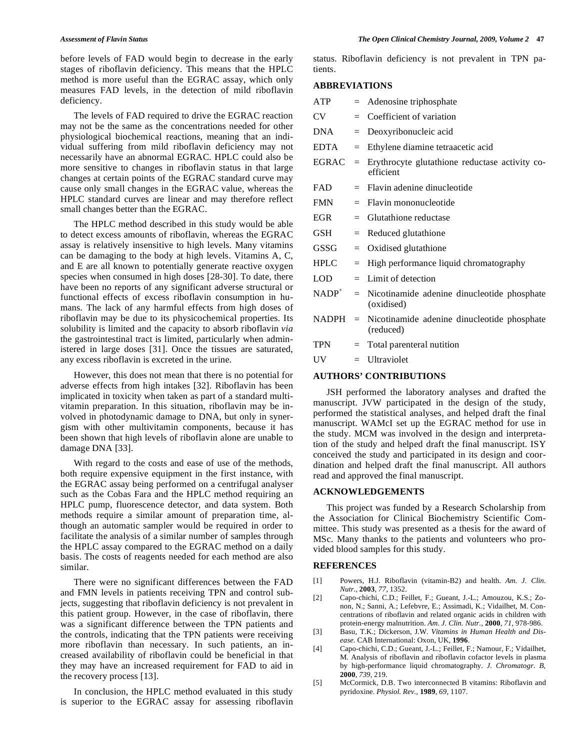before levels of FAD would begin to decrease in the early stages of riboflavin deficiency. This means that the HPLC method is more useful than the EGRAC assay, which only measures FAD levels, in the detection of mild riboflavin deficiency.

The levels of FAD required to drive the EGRAC reaction may not be the same as the concentrations needed for other physiological biochemical reactions, meaning that an individual suffering from mild riboflavin deficiency may not necessarily have an abnormal EGRAC. HPLC could also be more sensitive to changes in riboflavin status in that large changes at certain points of the EGRAC standard curve may cause only small changes in the EGRAC value, whereas the HPLC standard curves are linear and may therefore reflect small changes better than the EGRAC.

The HPLC method described in this study would be able to detect excess amounts of riboflavin, whereas the EGRAC assay is relatively insensitive to high levels. Many vitamins can be damaging to the body at high levels. Vitamins A, C, and E are all known to potentially generate reactive oxygen species when consumed in high doses [28-30]. To date, there have been no reports of any significant adverse structural or functional effects of excess riboflavin consumption in humans. The lack of any harmful effects from high doses of riboflavin may be due to its physicochemical properties. Its solubility is limited and the capacity to absorb riboflavin *via* the gastrointestinal tract is limited, particularly when administered in large doses [31]. Once the tissues are saturated, any excess riboflavin is excreted in the urine.

However, this does not mean that there is no potential for adverse effects from high intakes [32]. Riboflavin has been implicated in toxicity when taken as part of a standard multivitamin preparation. In this situation, riboflavin may be involved in photodynamic damage to DNA, but only in synergism with other multivitamin components, because it has been shown that high levels of riboflavin alone are unable to damage DNA [33].

With regard to the costs and ease of use of the methods, both require expensive equipment in the first instance, with the EGRAC assay being performed on a centrifugal analyser such as the Cobas Fara and the HPLC method requiring an HPLC pump, fluorescence detector, and data system. Both methods require a similar amount of preparation time, although an automatic sampler would be required in order to facilitate the analysis of a similar number of samples through the HPLC assay compared to the EGRAC method on a daily basis. The costs of reagents needed for each method are also similar.

There were no significant differences between the FAD and FMN levels in patients receiving TPN and control subjects, suggesting that riboflavin deficiency is not prevalent in this patient group. However, in the case of riboflavin, there was a significant difference between the TPN patients and the controls, indicating that the TPN patients were receiving more riboflavin than necessary. In such patients, an increased availability of riboflavin could be beneficial in that they may have an increased requirement for FAD to aid in the recovery process [13].

In conclusion, the HPLC method evaluated in this study is superior to the EGRAC assay for assessing riboflavin status. Riboflavin deficiency is not prevalent in TPN patients.

## ABBREVIATIONS

| | | |
|---|---|---|
| ATP | = | Adenosine triphosphate |
| CV | = | Coefficient of variation |
| DNA | = | Deoxyribonucleic acid |
| EDTA | = | Ethylene diamine tetraacetic acid |
| EGRAC | = | Erythrocyte glutathione reductase activity coefficient |
| FAD | = | Flavin adenine dinucleotide |
| FMN | = | Flavin mononucleotide |
| EGR | = | Glutathione reductase |
| GSH | = | Reduced glutathione |
| GSSG | = | Oxidised glutathione |
| HPLC | = | High performance liquid chromatography |
| LOD | = | Limit of detection |
| $NADP^+$ | = | Nicotinamide adenine dinucleotide phosphate (oxidised) |
| NADPH | = | Nicotinamide adenine dinucleotide phosphate (reduced) |
| TPN | = | Total parenteral nutition |
| UV | = | Ultraviolet |

## AUTHORS' CONTRIBUTIONS

JSH performed the laboratory analyses and drafted the manuscript. JVW participated in the design of the study, performed the statistical analyses, and helped draft the final manuscript. WAMcI set up the EGRAC method for use in the study. MCM was involved in the design and interpretation of the study and helped draft the final manuscript. ISY conceived the study and participated in its design and coordination and helped draft the final manuscript. All authors read and approved the final manuscript.

## ACKNOWLEDGEMENTS

This project was funded by a Research Scholarship from the Association for Clinical Biochemistry Scientific Committee. This study was presented as a thesis for the award of MSc. Many thanks to the patients and volunteers who provided blood samples for this study.

## REFERENCES

[1] Powers, H.J. Riboflavin (vitamin-B2) and health. *Am. J. Clin. Nutr.*, **2003**, *77*, 1352.

[2] Capo-chichi, C.D.; Feillet, F.; Gueant, J.-L.; Amouzou, K.S.; Zonon, N.; Sanni, A.; Lefebvre, E.; Assimadi, K.; Vidailhet, M. Concentrations of riboflavin and related organic acids in children with protein-energy malnutrition. *Am. J. Clin. Nutr.*, **2000**, *71*, 978-986.

[3] Basu, T.K.; Dickerson, J.W. *Vitamins in Human Health and Disease*. CAB International: Oxon, UK, **1996**.

[4] Capo-chichi, C.D.; Gueant, J.-L.; Feillet, F.; Namour, F.; Vidailhet, M. Analysis of riboflavin and riboflavin cofactor levels in plasma by high-performance liquid chromatography. *J. Chromatogr. B*, **2000**, *739*, 219.

[5] McCormick, D.B. Two interconnected B vitamins: Riboflavin and pyridoxine. *Physiol. Rev.*, **1989**, *69*, 1107.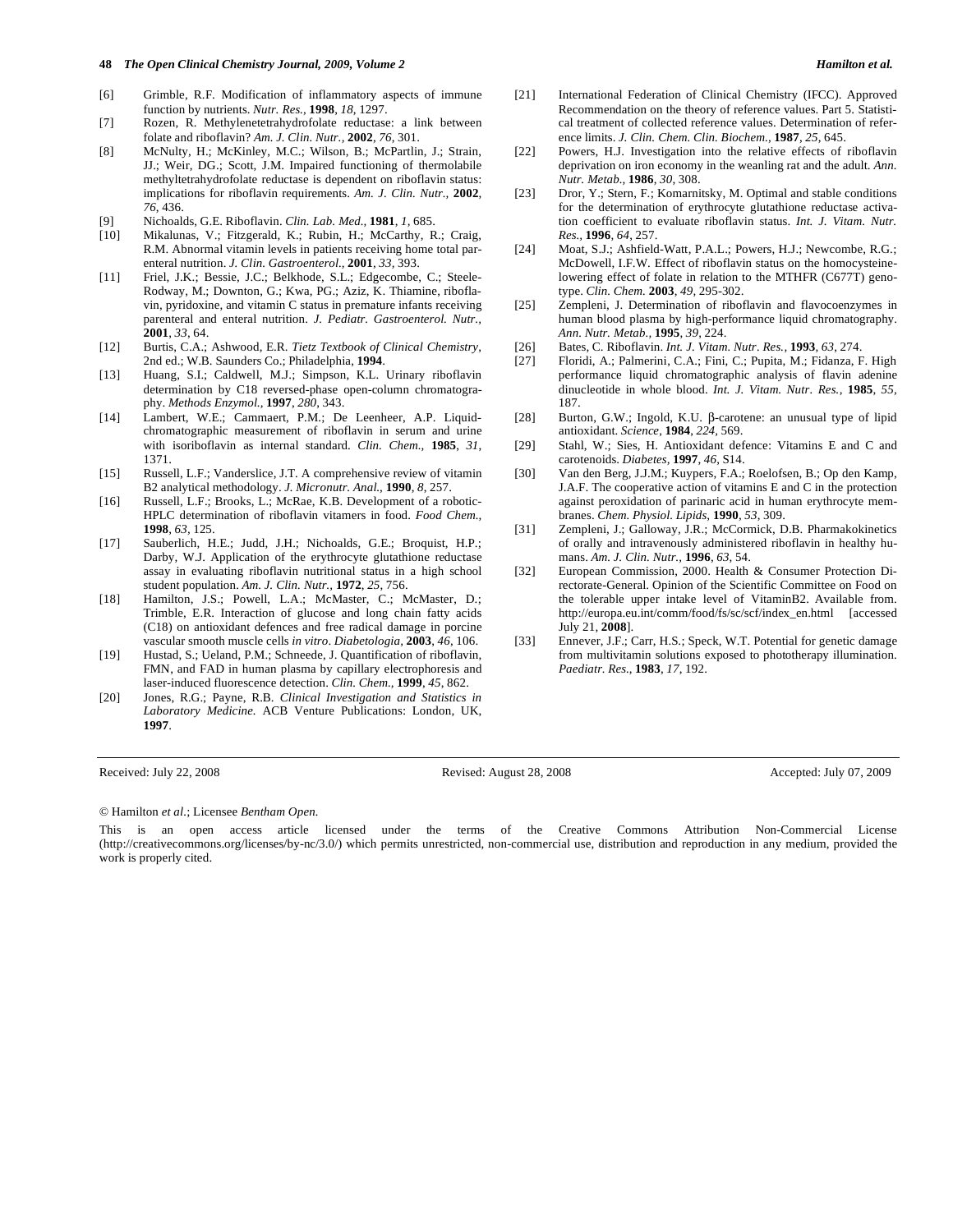[6] Grimble, R.F. Modification of inflammatory aspects of immune function by nutrients. *Nutr. Res.,* **1998**, *18*, 1297.

[7] Rozen, R. Methylenetetrahydrofolate reductase: a link between folate and riboflavin? *Am. J. Clin. Nutr.,* **2002**, *76*, 301.

[8] McNulty, H.; McKinley, M.C.; Wilson, B.; McPartlin, J.; Strain, JJ.; Weir, DG.; Scott, J.M. Impaired functioning of thermolabile methyltetrahydrofolate reductase is dependent on riboflavin status: implications for riboflavin requirements. *Am. J. Clin. Nutr.,* **2002**, *76*, 436.

[9] Nichoalds, G.E. Riboflavin. *Clin. Lab. Med.,* **1981**, *1*, 685.

[10] Mikalunas, V.; Fitzgerald, K.; Rubin, H.; McCarthy, R.; Craig, R.M. Abnormal vitamin levels in patients receiving home total parenteral nutrition. *J. Clin. Gastroenterol.,* **2001**, *33*, 393.

[11] Friel, J.K.; Bessie, J.C.; Belkhode, S.L.; Edgecombe, C.; Steele-Rodway, M.; Downton, G.; Kwa, PG.; Aziz, K. Thiamine, riboflavin, pyridoxine, and vitamin C status in premature infants receiving parenteral and enteral nutrition. *J. Pediatr. Gastroenterol. Nutr.,* **2001**, *33*, 64.

[12] Burtis, C.A.; Ashwood, E.R. *Tietz Textbook of Clinical Chemistry*, 2nd ed.; W.B. Saunders Co.; Philadelphia, **1994**.

[13] Huang, S.I.; Caldwell, M.J.; Simpson, K.L. Urinary riboflavin determination by C18 reversed-phase open-column chromatography. *Methods Enzymol.,* **1997**, *280*, 343.

[14] Lambert, W.E.; Cammaert, P.M.; De Leenheer, A.P. Liquid-chromatographic measurement of riboflavin in serum and urine with isoriboflavin as internal standard. *Clin. Chem.,* **1985**, *31*, 1371.

[15] Russell, L.F.; Vanderslice, J.T. A comprehensive review of vitamin B2 analytical methodology. *J. Micronutr. Anal.,* **1990**, *8*, 257.

[16] Russell, L.F.; Brooks, L.; McRae, K.B. Development of a robotic-HPLC determination of riboflavin vitamers in food. *Food Chem.,* **1998**, *63*, 125.

[17] Sauberlich, H.E.; Judd, J.H.; Nichoalds, G.E.; Broquist, H.P.; Darby, W.J. Application of the erythrocyte glutathione reductase assay in evaluating riboflavin nutritional status in a high school student population. *Am. J. Clin. Nutr.,* **1972**, *25*, 756.

[18] Hamilton, J.S.; Powell, L.A.; McMaster, C.; McMaster, D.; Trimble, E.R. Interaction of glucose and long chain fatty acids (C18) on antioxidant defences and free radical damage in porcine vascular smooth muscle cells *in vitro*. *Diabetologia,* **2003**, *46*, 106.

[19] Hustad, S.; Ueland, P.M.; Schneede, J. Quantification of riboflavin, FMN, and FAD in human plasma by capillary electrophoresis and laser-induced fluorescence detection. *Clin. Chem.,* **1999**, *45*, 862.

[20] Jones, R.G.; Payne, R.B. *Clinical Investigation and Statistics in Laboratory Medicine.* ACB Venture Publications: London, UK, **1997**.

[21] International Federation of Clinical Chemistry (IFCC). Approved Recommendation on the theory of reference values. Part 5. Statistical treatment of collected reference values. Determination of reference limits. *J. Clin. Chem. Clin. Biochem.,* **1987**, *25*, 645.

[22] Powers, H.J. Investigation into the relative effects of riboflavin deprivation on iron economy in the weanling rat and the adult. *Ann. Nutr. Metab.,* **1986**, *30*, 308.

[23] Dror, Y.; Stern, F.; Komarnitsky, M. Optimal and stable conditions for the determination of erythrocyte glutathione reductase activation coefficient to evaluate riboflavin status. *Int. J. Vitam. Nutr. Res.,* **1996**, *64*, 257.

[24] Moat, S.J.; Ashfield-Watt, P.A.L.; Powers, H.J.; Newcombe, R.G.; McDowell, I.F.W. Effect of riboflavin status on the homocysteine-lowering effect of folate in relation to the MTHFR (C677T) genotype. *Clin. Chem.* **2003**, *49*, 295-302.

[25] Zempleni, J. Determination of riboflavin and flavocoenzymes in human blood plasma by high-performance liquid chromatography. *Ann. Nutr. Metab.,* **1995**, *39*, 224.

[26] Bates, C. Riboflavin. *Int. J. Vitam. Nutr. Res.,* **1993**, *63*, 274.

[27] Floridi, A.; Palmerini, C.A.; Fini, C.; Pupita, M.; Fidanza, F. High performance liquid chromatographic analysis of flavin adenine dinucleotide in whole blood. *Int. J. Vitam. Nutr. Res.,* **1985**, *55*, 187.

[28] Burton, G.W.; Ingold, K.U. β-carotene: an unusual type of lipid antioxidant. *Science,* **1984**, *224*, 569.

[29] Stahl, W.; Sies, H. Antioxidant defence: Vitamins E and C and carotenoids. *Diabetes,* **1997**, *46*, S14.

[30] Van den Berg, J.J.M.; Kuypers, F.A.; Roelofsen, B.; Op den Kamp, J.A.F. The cooperative action of vitamins E and C in the protection against peroxidation of parinaric acid in human erythrocyte membranes. *Chem. Physiol. Lipids,* **1990**, *53*, 309.

[31] Zempleni, J.; Galloway, J.R.; McCormick, D.B. Pharmakokinetics of orally and intravenously administered riboflavin in healthy humans. *Am. J. Clin. Nutr.,* **1996**, *63*, 54.

[32] European Commission, 2000. Health & Consumer Protection Directorate-General. Opinion of the Scientific Committee on Food on the tolerable upper intake level of VitaminB2. Available from. http://europa.eu.int/comm/food/fs/sc/scf/index_en.html [accessed July 21, **2008**].

[33] Ennever, J.F.; Carr, H.S.; Speck, W.T. Potential for genetic damage from multivitamin solutions exposed to phototherapy illumination. *Paediatr. Res.,* **1983**, *17*, 192.

Received: July 22, 2008 Revised: August 28, 2008 Accepted: July 07, 2009

© Hamilton *et al.*; Licensee *Bentham Open.*

This is an open access article licensed under the terms of the Creative Commons Attribution Non-Commercial License (http://creativecommons.org/licenses/by-nc/3.0/) which permits unrestricted, non-commercial use, distribution and reproduction in any medium, provided the work is properly cited.